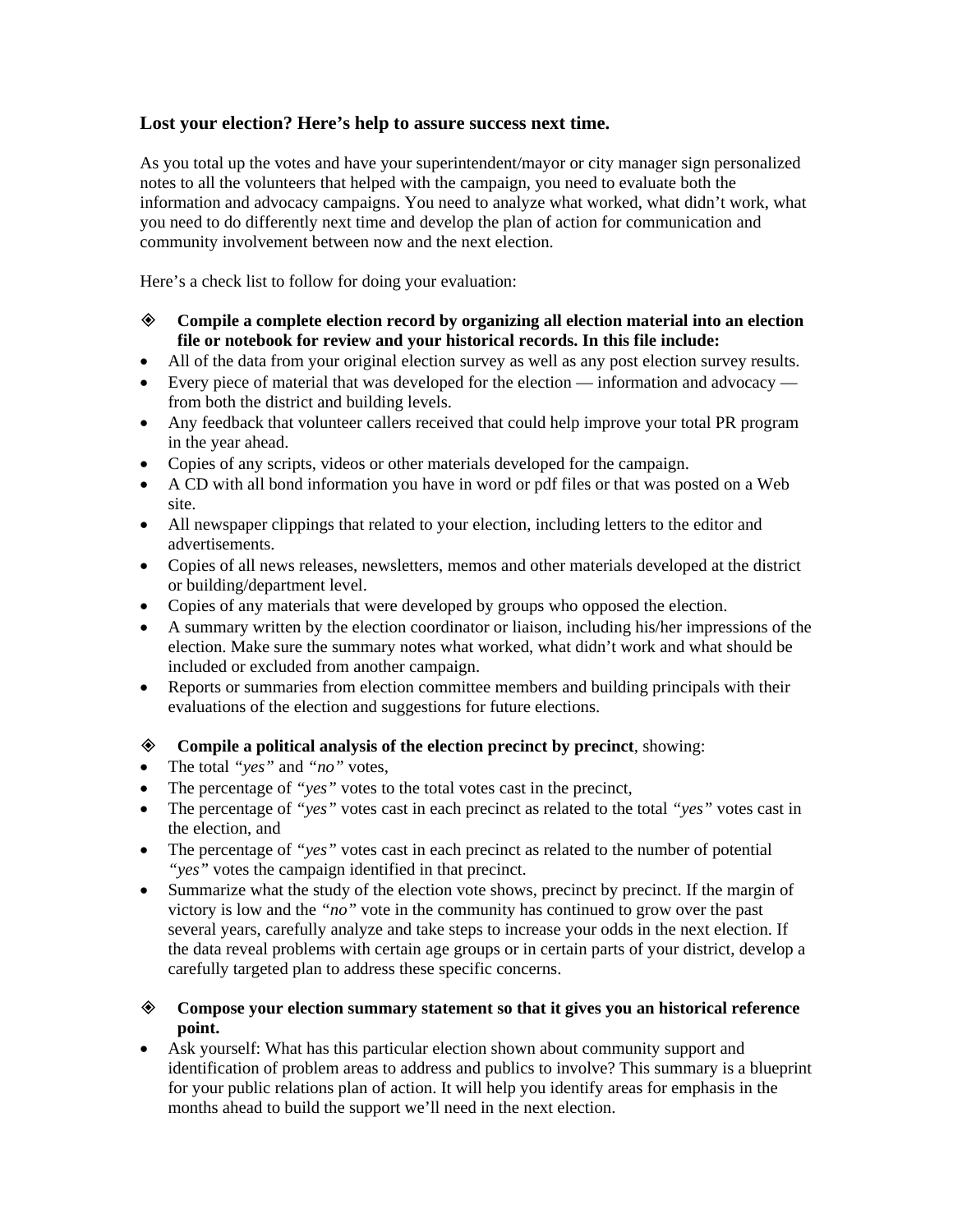### Lost your election? Here's help to assure success next time.

As you total up the votes and have your superintendent/mayor or city manager sign personalized notes to all the volunteers that helped with the campaign, you need to evaluate both the information and advocacy campaigns. You need to analyze what worked, what didn't work, what you need to do differently next time and develop the plan of action for communication and community involvement between now and the next election.

Here's a check list to follow for doing your evaluation:

- **Compile a complete election record by organizing all election material into an election file or notebook for review and your historical records. In this file include:**

- All of the data from your original election survey as well as any post election survey results.
- Every piece of material that was developed for the election — information and advocacy — from both the district and building levels.
- Any feedback that volunteer callers received that could help improve your total PR program in the year ahead.
- Copies of any scripts, videos or other materials developed for the campaign.
- A CD with all bond information you have in word or pdf files or that was posted on a Web site.
- All newspaper clippings that related to your election, including letters to the editor and advertisements.
- Copies of all news releases, newsletters, memos and other materials developed at the district or building/department level.
- Copies of any materials that were developed by groups who opposed the election.
- A summary written by the election coordinator or liaison, including his/her impressions of the election. Make sure the summary notes what worked, what didn't work and what should be included or excluded from another campaign.
- Reports or summaries from election committee members and building principals with their evaluations of the election and suggestions for future elections.

- **Compile a political analysis of the election precinct by precinct**, showing:

- The total *"yes"* and *"no"* votes,
- The percentage of *"yes"* votes to the total votes cast in the precinct,
- The percentage of *"yes"* votes cast in each precinct as related to the total *"yes"* votes cast in the election, and
- The percentage of *"yes"* votes cast in each precinct as related to the number of potential *"yes"* votes the campaign identified in that precinct.
- Summarize what the study of the election vote shows, precinct by precinct. If the margin of victory is low and the *"no"* vote in the community has continued to grow over the past several years, carefully analyze and take steps to increase your odds in the next election. If the data reveal problems with certain age groups or in certain parts of your district, develop a carefully targeted plan to address these specific concerns.

- **Compose your election summary statement so that it gives you an historical reference point.**

- Ask yourself: What has this particular election shown about community support and identification of problem areas to address and publics to involve? This summary is a blueprint for your public relations plan of action. It will help you identify areas for emphasis in the months ahead to build the support we'll need in the next election.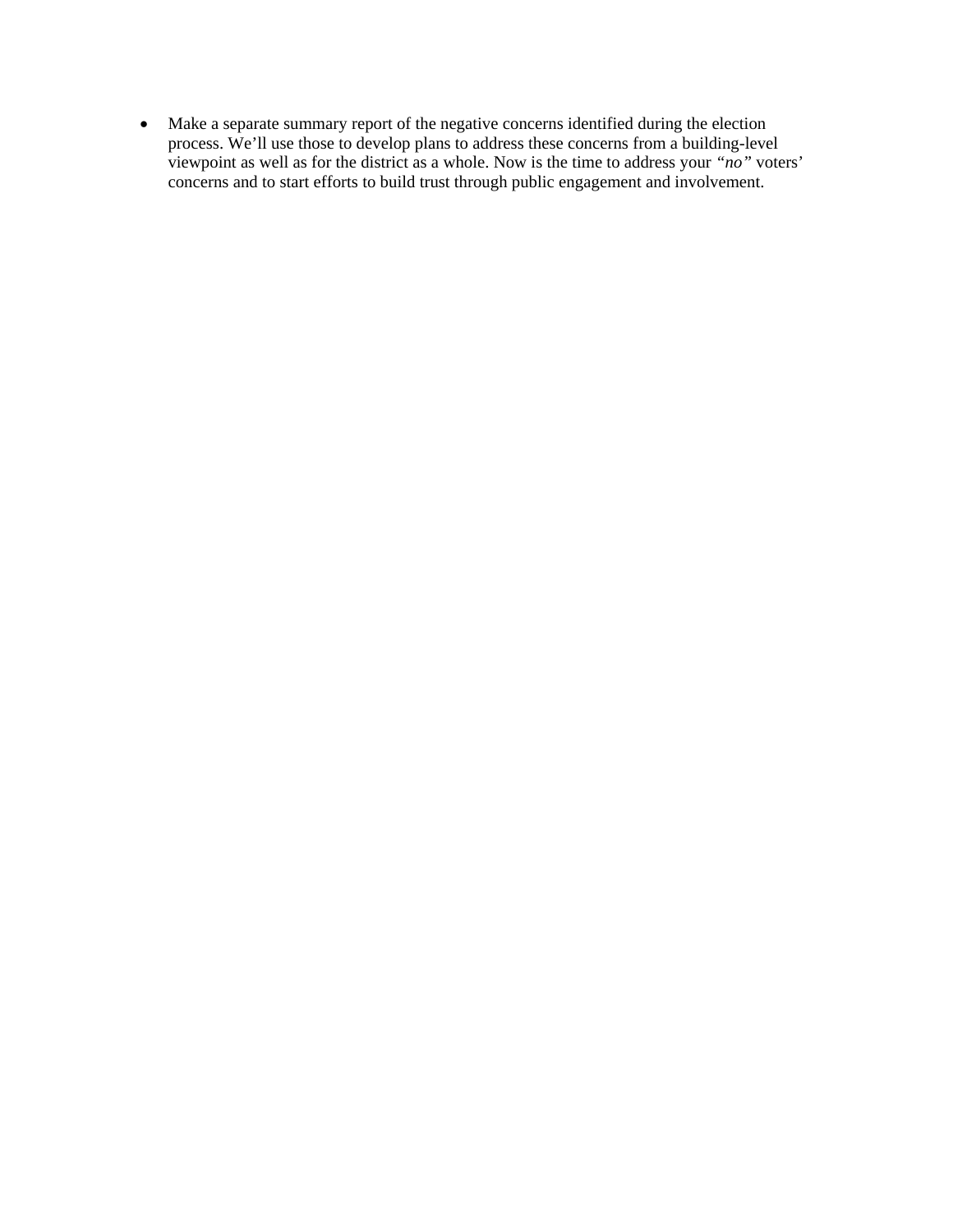- Make a separate summary report of the negative concerns identified during the election process. We'll use those to develop plans to address these concerns from a building-level viewpoint as well as for the district as a whole. Now is the time to address your *"no"* voters' concerns and to start efforts to build trust through public engagement and involvement.